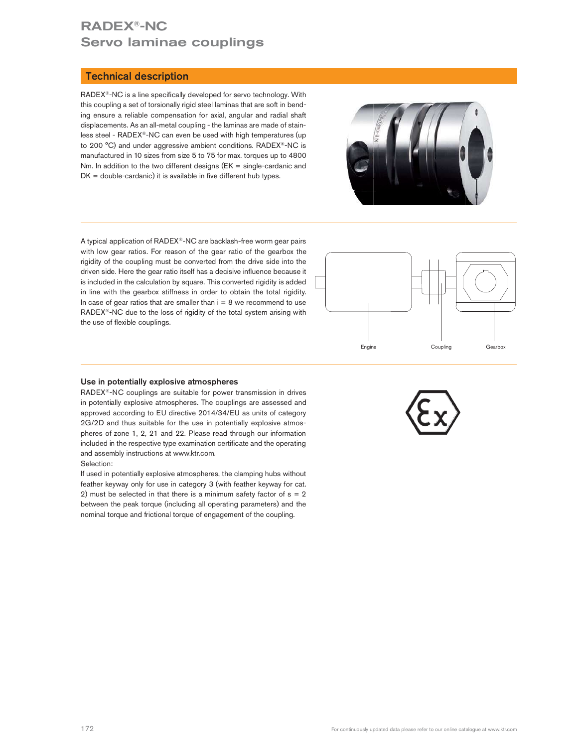# RADEX®-NC
## Servo laminae couplings

### Technical description

RADEX®-NC is a line specifically developed for servo technology. With this coupling a set of torsionally rigid steel laminas that are soft in bending ensure a reliable compensation for axial, angular and radial shaft displacements. As an all-metal coupling - the laminas are made of stainless steel - RADEX®-NC can even be used with high temperatures (up to 200 °C) and under aggressive ambient conditions. RADEX®-NC is manufactured in 10 sizes from size 5 to 75 for max. torques up to 4800 Nm. In addition to the two different designs (EK = single-cardanic and DK = double-cardanic) it is available in five different hub types.

A typical application of RADEX®-NC are backlash-free worm gear pairs with low gear ratios. For reason of the gear ratio of the gearbox the rigidity of the coupling must be converted from the drive side into the driven side. Here the gear ratio itself has a decisive influence because it is included in the calculation by square. This converted rigidity is added in line with the gearbox stiffness in order to obtain the total rigidity. In case of gear ratios that are smaller than i = 8 we recommend to use RADEX®-NC due to the loss of rigidity of the total system arising with the use of flexible couplings.

Engine Coupling Gearbox

### Use in potentially explosive atmospheres

RADEX®-NC couplings are suitable for power transmission in drives in potentially explosive atmospheres. The couplings are assessed and approved according to EU directive 2014/34/EU as units of category 2G/2D and thus suitable for the use in potentially explosive atmospheres of zone 1, 2, 21 and 22. Please read through our information included in the respective type examination certificate and the operating and assembly instructions at www.ktr.com.

Selection:

If used in potentially explosive atmospheres, the clamping hubs without feather keyway only for use in category 3 (with feather keyway for cat. 2) must be selected in that there is a minimum safety factor of s = 2 between the peak torque (including all operating parameters) and the nominal torque and frictional torque of engagement of the coupling.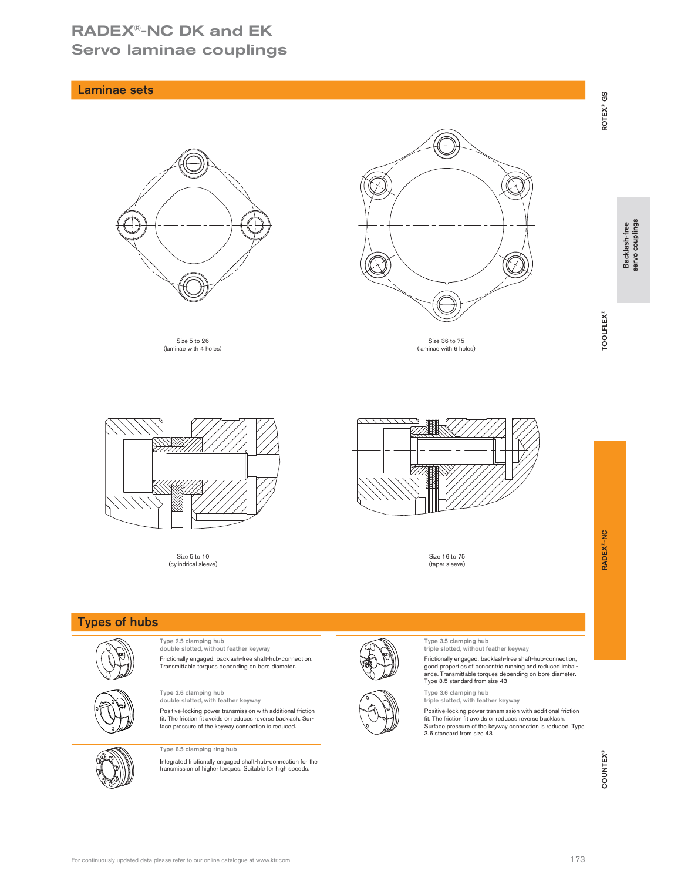# RADEX®-NC DK and EK Servo laminae couplings

## Laminae sets

Size 5 to 26
(laminae with 4 holes)

Size 36 to 75
(laminae with 6 holes)

Size 5 to 10
(cylindrical sleeve)

Size 16 to 75
(taper sleeve)

## Types of hubs

**Type 2.5 clamping hub**
double slotted, without feather keyway

Frictionally engaged, backlash-free shaft-hub-connection. Transmittable torques depending on bore diameter.

**Type 3.5 clamping hub**
triple slotted, without feather keyway

Frictionally engaged, backlash-free shaft-hub-connection, good properties of concentric running and reduced imbalance. Transmittable torques depending on bore diameter. Type 3.5 standard from size 43

**Type 2.6 clamping hub**
double slotted, with feather keyway

Positive-locking power transmission with additional friction fit. The friction fit avoids or reduces reverse backlash. Surface pressure of the keyway connection is reduced.

**Type 3.6 clamping hub**
triple slotted, with feather keyway

Positive-locking power transmission with additional friction fit. The friction fit avoids or reduces reverse backlash. Surface pressure of the keyway connection is reduced. Type 3.6 standard from size 43

**Type 6.5 clamping ring hub**

Integrated frictionally engaged shaft-hub-connection for the transmission of higher torques. Suitable for high speeds.

For continuously updated data please refer to our online catalogue at www.ktr.com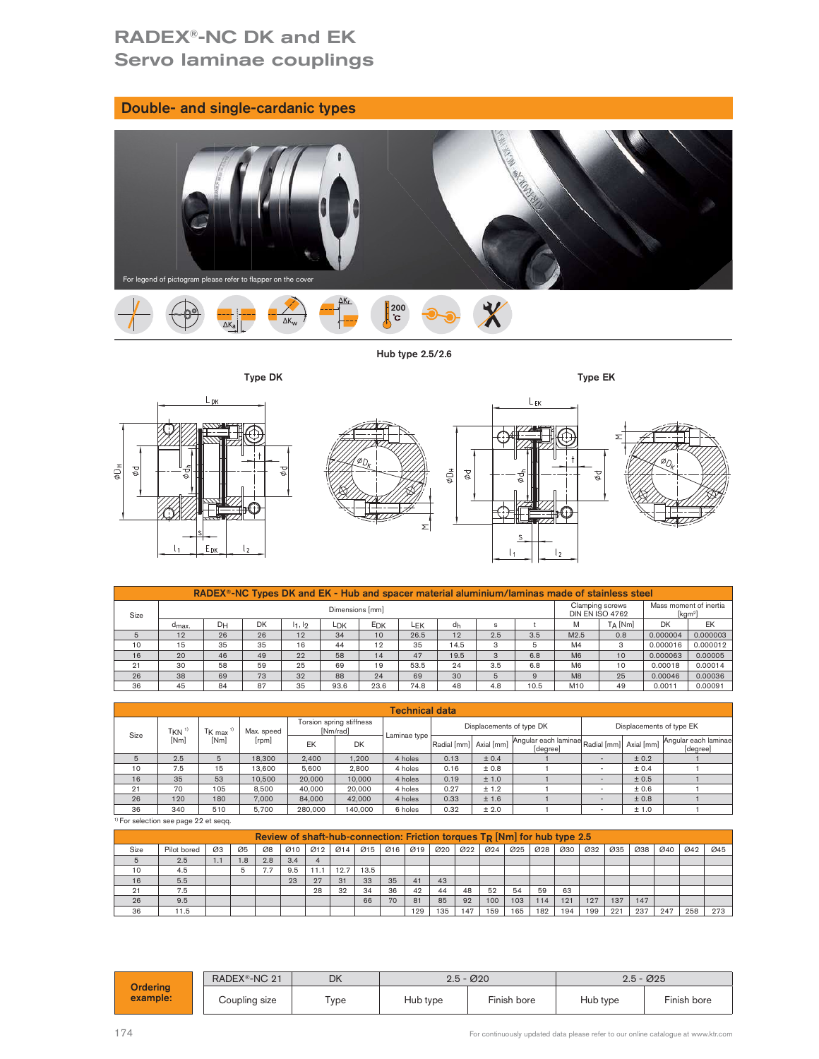# RADEX®-NC DK and EK
## Servo laminae couplings

## Double- and single-cardanic types

For legend of pictogram please refer to flapper on the cover

Hub type 2.5/2.6

Type DK

Type EK

| RADEX®-NC Types DK and EK - Hub and spacer material aluminium/laminas made of stainless steel | | | | | | | | | | | | | | |
|---|---|---|---|---|---|---|---|---|---|---|---|---|---|---|
| Size | Dimensions [mm] | | | | | | | | | | Clamping screws DIN EN ISO 4762 | | Mass moment of inertia [kgm²] | |
| | $d_{max.}$ | $D_H$ | DK | $l_1, l_2$ | $L_{DK}$ | $E_{DK}$ | $L_{EK}$ | $d_h$ | s | t | M | $T_A$ [Nm] | DK | EK |
| 5 | 12 | 26 | 26 | 12 | 34 | 10 | 26.5 | 12 | 2.5 | 3.5 | M2.5 | 0.8 | 0.000004 | 0.000003 |
| 10 | 15 | 35 | 35 | 16 | 44 | 12 | 35 | 14.5 | 3 | 5 | M4 | 3 | 0.000016 | 0.000012 |
| 16 | 20 | 46 | 49 | 22 | 58 | 14 | 47 | 19.5 | 3 | 6.8 | M6 | 10 | 0.000063 | 0.00005 |
| 21 | 30 | 58 | 59 | 25 | 69 | 19 | 53.5 | 24 | 3.5 | 6.8 | M6 | 10 | 0.00018 | 0.00014 |
| 26 | 38 | 69 | 73 | 32 | 88 | 24 | 69 | 30 | 5 | 9 | M8 | 25 | 0.00046 | 0.00036 |
| 36 | 45 | 84 | 87 | 35 | 93.6 | 23.6 | 74.8 | 48 | 4.8 | 10.5 | M10 | 49 | 0.0011 | 0.00091 |

| Technical data | | | | | | | | | | | | |
|---|---|---|---|---|---|---|---|---|---|---|---|---|
| Size | $T_{KN}$ [1) ] [Nm] | $T_{K\ max}$ [1)] [Nm] | Max. speed [rpm] | Torsion spring stiffness [Nm/rad] | | Laminae type | Displacements of type DK | | | Displacements of type EK | | |
| | | | | EK | DK | | Radial [mm] | Axial [mm] | Angular each laminae [degree] | Radial [mm] | Axial [mm] | Angular each laminae [degree] |
| 5 | 2.5 | 5 | 18,300 | 2,400 | 1,200 | 4 holes | 0.13 | ± 0.4 | 1 | - | ± 0.2 | 1 |
| 10 | 7.5 | 15 | 13,600 | 5,600 | 2,800 | 4 holes | 0.16 | ± 0.8 | 1 | - | ± 0.4 | 1 |
| 16 | 35 | 53 | 10,500 | 20,000 | 10,000 | 4 holes | 0.19 | ± 1.0 | 1 | - | ± 0.5 | 1 |
| 21 | 70 | 105 | 8,500 | 40,000 | 20,000 | 4 holes | 0.27 | ± 1.2 | 1 | - | ± 0.6 | 1 |
| 26 | 120 | 180 | 7,000 | 84,000 | 42,000 | 4 holes | 0.33 | ± 1.6 | 1 | - | ± 0.8 | 1 |
| 36 | 340 | 510 | 5,700 | 280,000 | 140,000 | 6 holes | 0.32 | ± 2.0 | 1 | - | ± 1.0 | 1 |

1) For selection see page 22 et seqq.

| Review of shaft-hub-connection: Friction torques $T_R$ [Nm] for hub type 2.5 | | | | | | | | | | | | | | | | | | | | | | | |
|---|---|---|---|---|---|---|---|---|---|---|---|---|---|---|---|---|---|---|---|---|---|---|---|
| Size | Pilot bored | Ø3 | Ø5 | Ø8 | Ø10 | Ø12 | Ø14 | Ø15 | Ø16 | Ø19 | Ø20 | Ø22 | Ø24 | Ø25 | Ø28 | Ø30 | Ø32 | Ø35 | Ø38 | Ø40 | Ø42 | Ø45 |
| 5 | 2.5 | 1.1 | 1.8 | 2.8 | 3.4 | 4 | | | | | | | | | | | | | | | | |
| 10 | 4.5 | | 5 | 7.7 | 9.5 | 11.1 | 12.7 | 13.5 | | | | | | | | | | | | | | |
| 16 | 5.5 | | | | 23 | 27 | 31 | 33 | 35 | 41 | 43 | | | | | | | | | | | |
| 21 | 7.5 | | | | | 28 | 32 | 34 | 36 | 42 | 44 | 48 | 52 | 54 | 59 | 63 | | | | | | |
| 26 | 9.5 | | | | | | | 66 | 70 | 81 | 85 | 92 | 100 | 103 | 114 | 121 | 127 | 137 | 147 | | | |
| 36 | 11.5 | | | | | | | | | 129 | 135 | 147 | 159 | 165 | 182 | 194 | 199 | 221 | 237 | 247 | 258 | 273 |

| Ordering example: | RADEX®-NC 21 | DK | 2.5 - Ø20 | | 2.5 - Ø25 | |
|---|---|---|---|---|---|---|
| | Coupling size | Type | Hub type | Finish bore | Hub type | Finish bore |

For continuously updated data please refer to our online catalogue at www.ktr.com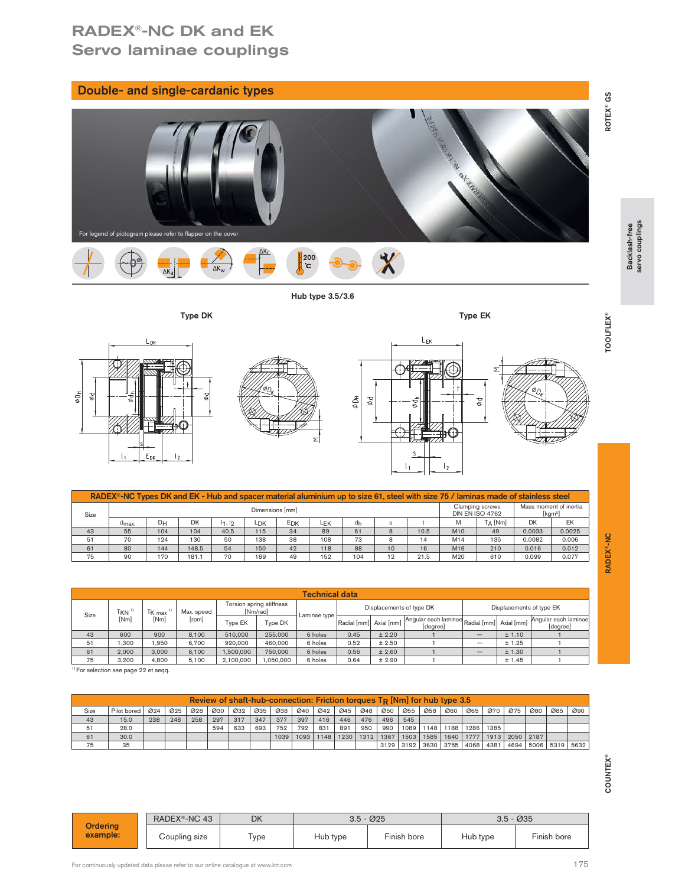# RADEX®-NC DK and EK Servo laminae couplings

## Double- and single-cardanic types

For legend of pictogram please refer to flapper on the cover

200 °C

Hub type 3.5/3.6

Type DK

Type EK

**RADEX®-NC Types DK and EK - Hub and spacer material aluminium up to size 61, steel with size 75 / laminas made of stainless steel**

| Size | Dimensions [mm] | | | | | | | | | | Clamping screws DIN EN ISO 4762 | | Mass moment of inertia [kgm²] | |
|---|---|---|---|---|---|---|---|---|---|---|---|---|---|---|
| | $d_{max.}$ | $D_H$ | DK | $l_1, l_2$ | $L_{DK}$ | $E_{DK}$ | $L_{EK}$ | $d_h$ | s | t | M | $T_A$ [Nm] | DK | EK |
| 43 | 55 | 104 | 104 | 40.5 | 115 | 34 | 89 | 61 | 8 | 10.5 | M10 | 49 | 0.0033 | 0.0025 |
| 51 | 70 | 124 | 130 | 50 | 138 | 38 | 108 | 73 | 8 | 14 | M14 | 135 | 0.0082 | 0.006 |
| 61 | 80 | 144 | 148.5 | 54 | 150 | 42 | 118 | 88 | 10 | 16 | M16 | 210 | 0.016 | 0.012 |
| 75 | 90 | 170 | 181.1 | 70 | 189 | 49 | 152 | 104 | 12 | 21.5 | M20 | 610 | 0.099 | 0.077 |

**Technical data**

| Size | $T_{KN}$ [1] [Nm] | $T_{K\,max}$ [1] [Nm] | Max. speed [rpm] | Torsion spring stiffness [Nm/rad] | | Laminae type | Displacements of type DK | | | Displacements of type EK | | |
|---|---|---|---|---|---|---|---|---|---|---|---|---|
| | | | | Type EK | Type DK | | Radial [mm] | Axial [mm] | Angular each laminae [degree] | Radial [mm] | Axial [mm] | Angular each laminae [degree] |
| 43 | 600 | 900 | 8,100 | 510,000 | 255,000 | 6 holes | 0.45 | ± 2.20 | 1 | — | ± 1.10 | 1 |
| 51 | 1,300 | 1,950 | 6,700 | 920,000 | 460,000 | 6 holes | 0.52 | ± 2.50 | 1 | — | ± 1.25 | 1 |
| 61 | 2,000 | 3,000 | 6,100 | 1,500,000 | 750,000 | 6 holes | 0.56 | ± 2.60 | 1 | — | ± 1.30 | 1 |
| 75 | 3,200 | 4,800 | 5,100 | 2,100,000 | 1,050,000 | 6 holes | 0.64 | ± 2.90 | 1 | — | ± 1.45 | 1 |

[1] For selection see page 22 et seqq.

**Review of shaft-hub-connection: Friction torques $T_R$ [Nm] for hub type 3.5**

| Size | Pilot bored | Ø24 | Ø25 | Ø28 | Ø30 | Ø32 | Ø35 | Ø38 | Ø40 | Ø42 | Ø45 | Ø48 | Ø50 | Ø55 | Ø58 | Ø60 | Ø65 | Ø70 | Ø75 | Ø80 | Ø85 | Ø90 |
|---|---|---|---|---|---|---|---|---|---|---|---|---|---|---|---|---|---|---|---|---|---|---|
| 43 | 15.0 | 238 | 248 | 258 | 297 | 317 | 347 | 377 | 397 | 416 | 446 | 476 | 496 | 545 | | | | | | | | |
| 51 | 28.0 | | | | 594 | 633 | 693 | 752 | 792 | 831 | 891 | 950 | 990 | 1089 | 1148 | 1188 | 1286 | 1385 | | | | |
| 61 | 30.0 | | | | | | | 1039 | 1093 | 1148 | 1230 | 1312 | 1367 | 1503 | 1585 | 1640 | 1777 | 1913 | 2050 | 2187 | | |
| 75 | 35 | | | | | | | | | | | | 3129 | 3192 | 3630 | 3755 | 4068 | 4381 | 4694 | 5006 | 5319 | 5632 |

| Ordering example: | RADEX®-NC 43 | DK | 3.5 - Ø25 | | 3.5 - Ø35 | |
|---|---|---|---|---|---|---|
| | Coupling size | Type | Hub type | Finish bore | Hub type | Finish bore |

For continuously updated data please refer to our online catalogue at www.ktr.com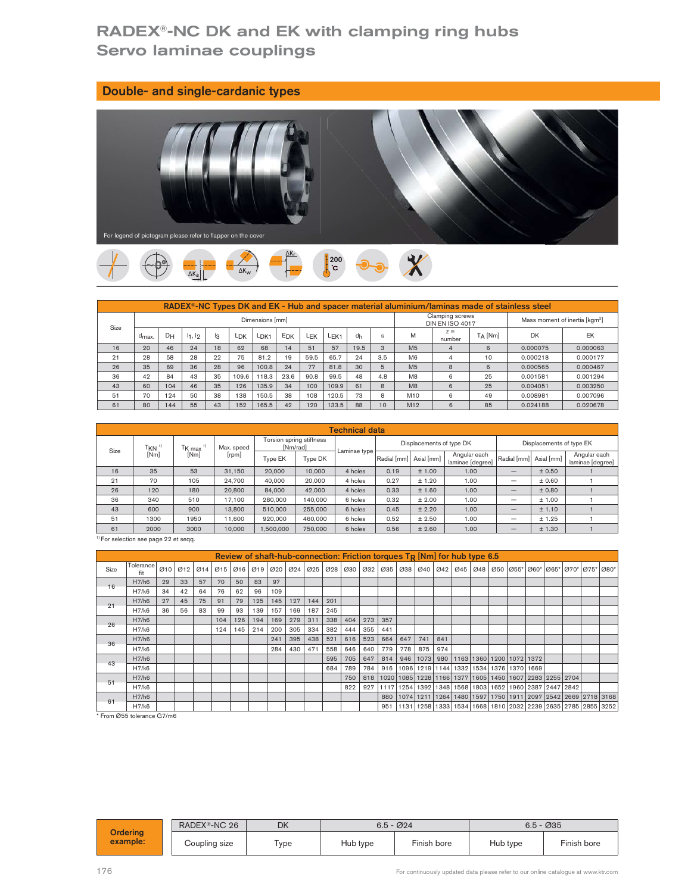# RADEX®-NC DK and EK with clamping ring hubs
# Servo laminae couplings

## Double- and single-cardanic types

For legend of pictogram please refer to flapper on the cover

**RADEX®-NC Types DK and EK - Hub and spacer material aluminium/laminas made of stainless steel**

| Size | Dimensions [mm] | | | | | | | | | | | Clamping screws DIN EN ISO 4017 | | | Mass moment of inertia [kgm²] | |
|---|---|---|---|---|---|---|---|---|---|---|---|---|---|---|---|---|
| | $d_{max.}$ | $D_H$ | $l_1, l_2$ | $l_3$ | $L_{DK}$ | $L_{DK1}$ | $E_{DK}$ | $L_{EK}$ | $L_{EK1}$ | $d_h$ | s | M | z = number | $T_A$ [Nm] | DK | EK |
| 16 | 20 | 46 | 24 | 18 | 62 | 68 | 14 | 51 | 57 | 19.5 | 3 | M5 | 4 | 6 | 0.000075 | 0.000063 |
| 21 | 28 | 58 | 28 | 22 | 75 | 81.2 | 19 | 59.5 | 65.7 | 24 | 3.5 | M6 | 4 | 10 | 0.000218 | 0.000177 |
| 26 | 35 | 69 | 36 | 28 | 96 | 100.8 | 24 | 77 | 81.8 | 30 | 5 | M5 | 8 | 6 | 0.000565 | 0.000467 |
| 36 | 42 | 84 | 43 | 35 | 109.6 | 118.3 | 23.6 | 90.8 | 99.5 | 48 | 4.8 | M8 | 6 | 25 | 0.001581 | 0.001294 |
| 43 | 60 | 104 | 46 | 35 | 126 | 135.9 | 34 | 100 | 109.9 | 61 | 8 | M8 | 6 | 25 | 0.004051 | 0.003250 |
| 51 | 70 | 124 | 50 | 38 | 138 | 150.5 | 38 | 108 | 120.5 | 73 | 8 | M10 | 6 | 49 | 0.008981 | 0.007096 |
| 61 | 80 | 144 | 55 | 43 | 152 | 165.5 | 42 | 120 | 133.5 | 88 | 10 | M12 | 6 | 85 | 0.024188 | 0.020678 |

**Technical data**

| Size | $T_{KN}$ [1) [Nm] | $T_{K\ max}$ [1) [Nm] | Max. speed [rpm] | Torsion spring stiffness [Nm/rad] | | Laminae type | Displacements of type DK | | | Displacements of type EK | | |
|---|---|---|---|---|---|---|---|---|---|---|---|---|
| | | | | Type EK | Type DK | | Radial [mm] | Axial [mm] | Angular each laminae [degree] | Radial [mm] | Axial [mm] | Angular each laminae [degree] |
| 16 | 35 | 53 | 31,150 | 20,000 | 10,000 | 4 holes | 0.19 | ± 1.00 | 1.00 | — | ± 0.50 | 1 |
| 21 | 70 | 105 | 24,700 | 40,000 | 20,000 | 4 holes | 0.27 | ± 1.20 | 1.00 | — | ± 0.60 | 1 |
| 26 | 120 | 180 | 20,800 | 84,000 | 42,000 | 4 holes | 0.33 | ± 1.60 | 1.00 | — | ± 0.80 | 1 |
| 36 | 340 | 510 | 17,100 | 280,000 | 140,000 | 6 holes | 0.32 | ± 2.00 | 1.00 | — | ± 1.00 | 1 |
| 43 | 600 | 900 | 13,800 | 510,000 | 255,000 | 6 holes | 0.45 | ± 2.20 | 1.00 | — | ± 1.10 | 1 |
| 51 | 1300 | 1950 | 11,600 | 920,000 | 460,000 | 6 holes | 0.52 | ± 2.50 | 1.00 | — | ± 1.25 | 1 |
| 61 | 2000 | 3000 | 10,000 | 1,500,000 | 750,000 | 6 holes | 0.56 | ± 2.60 | 1.00 | — | ± 1.30 | 1 |

1) For selection see page 22 et seqq.

**Review of shaft-hub-connection: Friction torques $T_R$ [Nm] for hub type 6.5**

| Size | Tolerance fit | Ø10 | Ø12 | Ø14 | Ø15 | Ø16 | Ø19 | Ø20 | Ø24 | Ø25 | Ø28 | Ø30 | Ø32 | Ø35 | Ø38 | Ø40 | Ø42 | Ø45 | Ø48 | Ø50 | Ø55* | Ø60* | Ø65* | Ø70* | Ø75* | Ø80* |
|---|---|---|---|---|---|---|---|---|---|---|---|---|---|---|---|---|---|---|---|---|---|---|---|---|---|---|
| 16 | H7/h6 | 29 | 33 | 57 | 70 | 50 | 83 | 97 | | | | | | | | | | | | | | | | | | |
| | H7/k6 | 34 | 42 | 64 | 76 | 62 | 96 | 109 | | | | | | | | | | | | | | | | | | |
| 21 | H7/h6 | 27 | 45 | 75 | 91 | 79 | 125 | 145 | 127 | 144 | 201 | | | | | | | | | | | | | | | |
| | H7/k6 | 36 | 56 | 83 | 99 | 93 | 139 | 157 | 169 | 187 | 245 | | | | | | | | | | | | | | | |
| 26 | H7/h6 | | | | 104 | 126 | 194 | 169 | 279 | 311 | 338 | 404 | 273 | 357 | | | | | | | | | | | | |
| | H7/k6 | | | | 124 | 145 | 214 | 200 | 305 | 334 | 382 | 444 | 355 | 441 | | | | | | | | | | | | |
| 36 | H7/h6 | | | | | | | 241 | 395 | 438 | 521 | 616 | 523 | 664 | 647 | 741 | 841 | | | | | | | | | |
| | H7/k6 | | | | | | | 284 | 430 | 471 | 558 | 646 | 640 | 779 | 778 | 875 | 974 | | | | | | | | | |
| 43 | H7/h6 | | | | | | | | | | 595 | 705 | 647 | 814 | 946 | 1073 | 980 | 1163 | 1360 | 1200 | 1072 | 1372 | | | | |
| | H7/k6 | | | | | | | | | | 684 | 789 | 784 | 916 | 1096 | 1219 | 1144 | 1332 | 1534 | 1376 | 1370 | 1669 | | | | |
| 51 | H7/h6 | | | | | | | | | | | 750 | 818 | 1020 | 1085 | 1228 | 1166 | 1377 | 1605 | 1450 | 1607 | 2283 | 2255 | 2704 | | |
| | H7/k6 | | | | | | | | | | | 822 | 927 | 1117 | 1254 | 1392 | 1348 | 1568 | 1803 | 1652 | 1960 | 2387 | 2447 | 2842 | | |
| 61 | H7/h6 | | | | | | | | | | | | | 880 | 1074 | 1211 | 1264 | 1480 | 1597 | 1750 | 1911 | 2097 | 2542 | 2669 | 2718 | 3168 |
| | H7/k6 | | | | | | | | | | | | | 951 | 1131 | 1258 | 1333 | 1534 | 1668 | 1810 | 2032 | 2239 | 2635 | 2785 | 2855 | 3252 |

\* From Ø55 tolerance G7/m6

| **Ordering example:** | RADEX®-NC 26 | DK | 6.5 - Ø24 | | 6.5 - Ø35 | |
|---|---|---|---|---|---|---|
| | Coupling size | Type | Hub type | Finish bore | Hub type | Finish bore |

For continuously updated data please refer to our online catalogue at www.ktr.com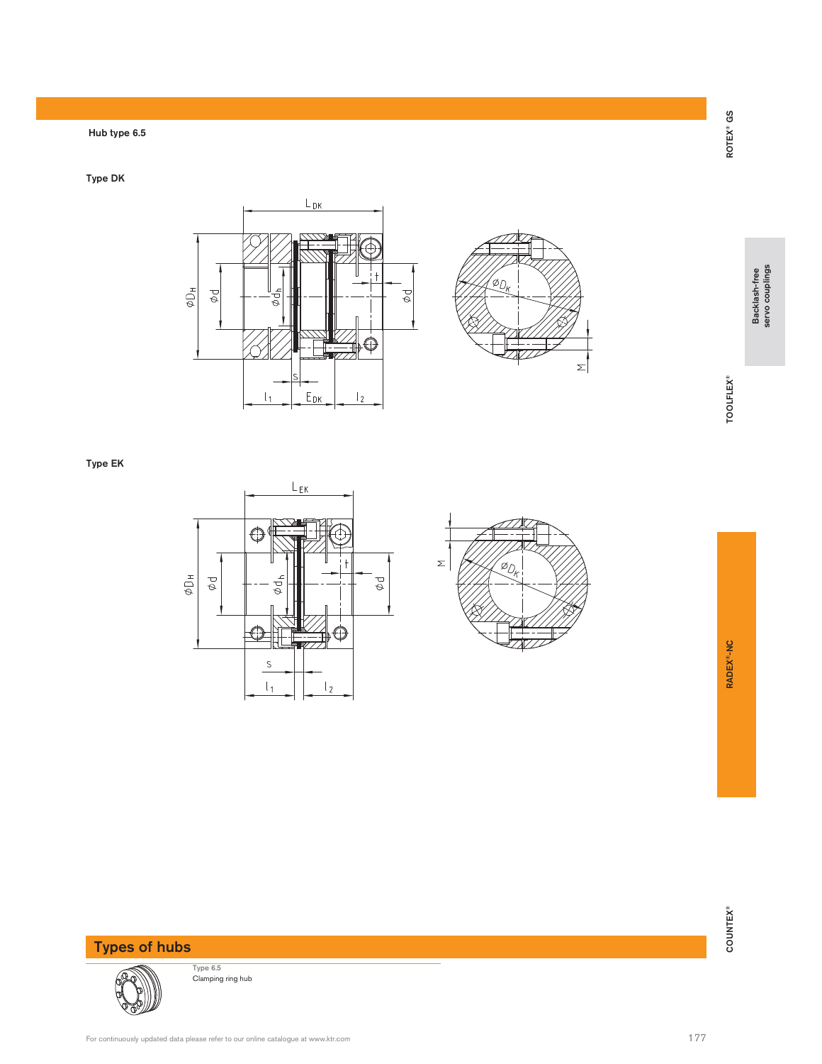Hub type 6.5

Type DK

Type EK

## Types of hubs

Type 6.5
Clamping ring hub

For continuously updated data please refer to our online catalogue at www.ktr.com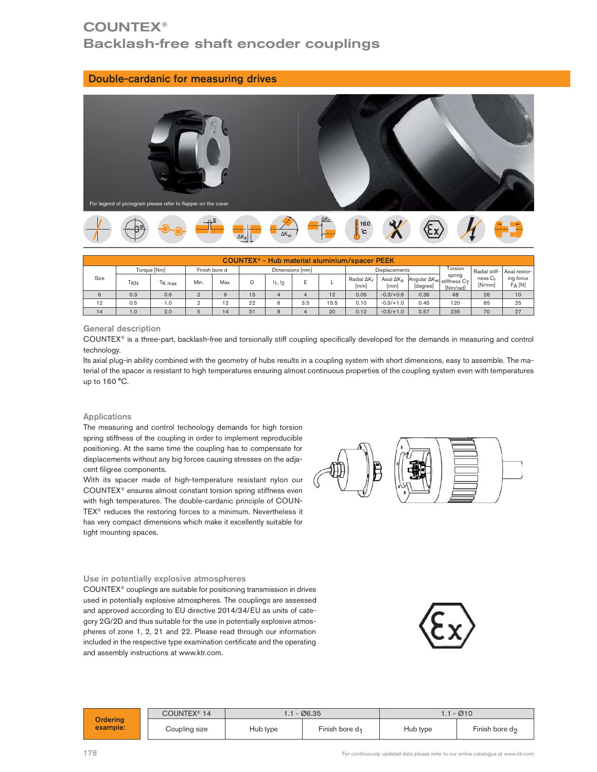# COUNTEX®
## Backlash-free shaft encoder couplings

### Double-cardanic for measuring drives

For legend of pictogram please refer to flapper on the cover

| COUNTEX® - Hub material aluminium/spacer PEEK | | | | | | | | | | | | | | |
|---|---|---|---|---|---|---|---|---|---|---|---|---|---|---|
| Size | Torque [Nm] | | Finish bore d | | Dimensions [mm] | | | | Displacements | | | Torsion spring stiffness $C_T$ [Nm/rad] | Radial stiffness $C_r$ [N/mm] | Axial restoring force $F_A$ [N] |
| | $T_{KN}$ | $T_{K\,max}$ | Min. | Max. | D | $l_1, l_2$ | E | L | Radial $\Delta K_r$ [mm] | Axial $\Delta K_a$ [mm] | Angular $\Delta K_w$ [degree] | | | |
| 6 | 0.3 | 0.6 | 2 | 6 | 15 | 4 | 4 | 12 | 0.05 | -0.3/+0.6 | 0.36 | 48 | 26 | 10 |
| 12 | 0.5 | 1.0 | 2 | 12 | 22 | 6 | 3.5 | 15.5 | 0.10 | -0.5/+1.0 | 0.45 | 120 | 65 | 25 |
| 14 | 1.0 | 2.0 | 5 | 14 | 31 | 8 | 4 | 20 | 0.12 | -0.5/+1.0 | 0.57 | 235 | 70 | 27 |

#### General description

COUNTEX® is a three-part, backlash-free and torsionally stiff coupling specifically developed for the demands in measuring and control technology.

Its axial plug-in ability combined with the geometry of hubs results in a coupling system with short dimensions, easy to assemble. The material of the spacer is resistant to high temperatures ensuring almost continuous properties of the coupling system even with temperatures up to 160 °C.

#### Applications

The measuring and control technology demands for high torsion spring stiffness of the coupling in order to implement reproducible positioning. At the same time the coupling has to compensate for displacements without any big forces causing stresses on the adjacent filigree components.

With its spacer made of high-temperature resistant nylon our COUNTEX® ensures almost constant torsion spring stiffness even with high temperatures. The double-cardanic principle of COUNTEX® reduces the restoring forces to a minimum. Nevertheless it has very compact dimensions which make it excellently suitable for tight mounting spaces.

#### Use in potentially explosive atmospheres

COUNTEX® couplings are suitable for positioning transmission in drives used in potentially explosive atmospheres. The couplings are assessed and approved according to EU directive 2014/34/EU as units of category 2G/2D and thus suitable for the use in potentially explosive atmospheres of zone 1, 2, 21 and 22. Please read through our information included in the respective type examination certificate and the operating and assembly instructions at www.ktr.com.

| Ordering example: | COUNTEX® 14 | 1.1 - Ø6.35 | | 1.1 - Ø10 | |
|---|---|---|---|---|---|
| | Coupling size | Hub type | Finish bore $d_1$ | Hub type | Finish bore $d_2$ |

For continuously updated data please refer to our online catalogue at www.ktr.com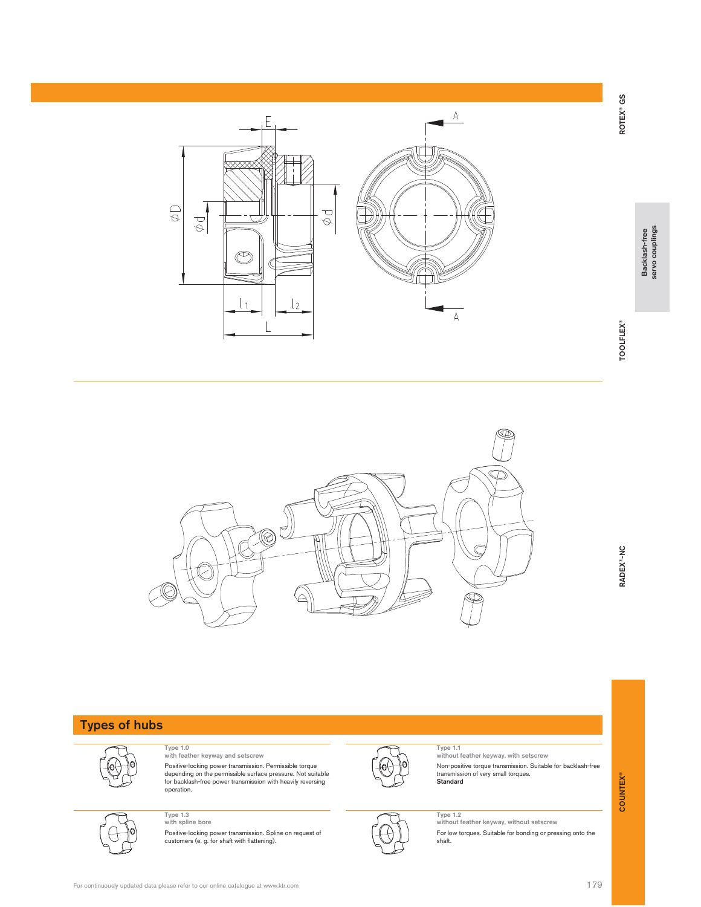E

A

ϕD

ϕd

ϕd

$l_1$

$l_2$

L

A

## Types of hubs

**Type 1.0**
with feather keyway and setscrew

Positive-locking power transmission. Permissible torque depending on the permissible surface pressure. Not suitable for backlash-free power transmission with heavily reversing operation.

**Type 1.1**
without feather keyway, with setscrew

Non-positive torque transmission. Suitable for backlash-free transmission of very small torques.
**Standard**

**Type 1.3**
with spline bore

Positive-locking power transmission. Spline on request of customers (e. g. for shaft with flattening).

**Type 1.2**
without feather keyway, without setscrew

For low torques. Suitable for bonding or pressing onto the shaft.

For continuously updated data please refer to our online catalogue at www.ktr.com